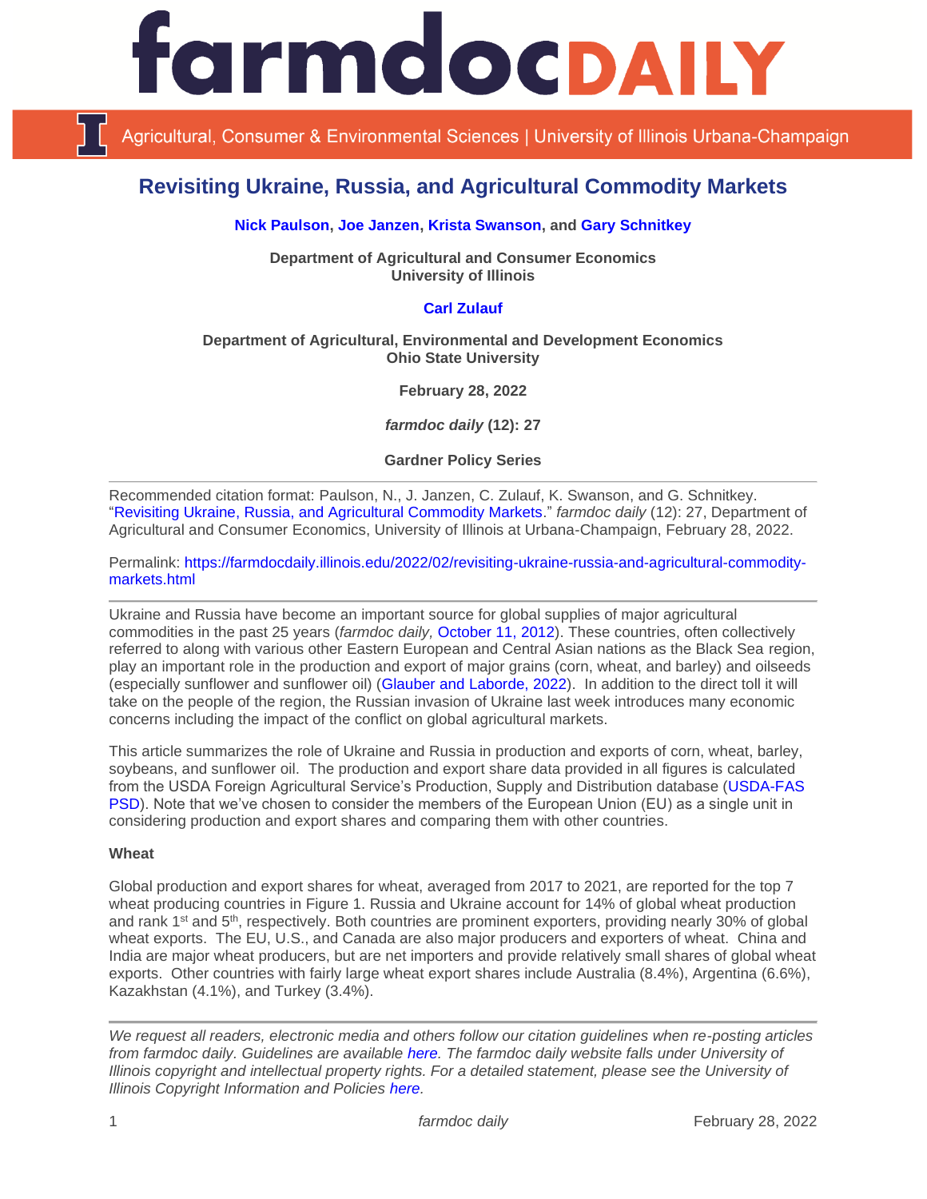# Revisiting Ukraine, Russia, and Agricultural Commodity Markets

**Nick Paulson, Joe Janzen, Krista Swanson, and Gary Schnitkey**

**Department of Agricultural and Consumer Economics**
**University of Illinois**

**Carl Zulauf**

**Department of Agricultural, Environmental and Development Economics**
**Ohio State University**

**February 28, 2022**

***farmdoc daily* (12): 27**

**Gardner Policy Series**

---

Recommended citation format: Paulson, N., J. Janzen, C. Zulauf, K. Swanson, and G. Schnitkey. "Revisiting Ukraine, Russia, and Agricultural Commodity Markets." *farmdoc daily* (12): 27, Department of Agricultural and Consumer Economics, University of Illinois at Urbana-Champaign, February 28, 2022.

Permalink: https://farmdocdaily.illinois.edu/2022/02/revisiting-ukraine-russia-and-agricultural-commodity-markets.html

---

Ukraine and Russia have become an important source for global supplies of major agricultural commodities in the past 25 years (*farmdoc daily,* October 11, 2012). These countries, often collectively referred to along with various other Eastern European and Central Asian nations as the Black Sea region, play an important role in the production and export of major grains (corn, wheat, and barley) and oilseeds (especially sunflower and sunflower oil) (Glauber and Laborde, 2022). In addition to the direct toll it will take on the people of the region, the Russian invasion of Ukraine last week introduces many economic concerns including the impact of the conflict on global agricultural markets.

This article summarizes the role of Ukraine and Russia in production and exports of corn, wheat, barley, soybeans, and sunflower oil. The production and export share data provided in all figures is calculated from the USDA Foreign Agricultural Service's Production, Supply and Distribution database (USDA-FAS PSD). Note that we've chosen to consider the members of the European Union (EU) as a single unit in considering production and export shares and comparing them with other countries.

**Wheat**

Global production and export shares for wheat, averaged from 2017 to 2021, are reported for the top 7 wheat producing countries in Figure 1. Russia and Ukraine account for 14% of global wheat production and rank 1st and 5th, respectively. Both countries are prominent exporters, providing nearly 30% of global wheat exports. The EU, U.S., and Canada are also major producers and exporters of wheat. China and India are major wheat producers, but are net importers and provide relatively small shares of global wheat exports. Other countries with fairly large wheat export shares include Australia (8.4%), Argentina (6.6%), Kazakhstan (4.1%), and Turkey (3.4%).

---

*We request all readers, electronic media and others follow our citation guidelines when re-posting articles from farmdoc daily. Guidelines are available here. The farmdoc daily website falls under University of Illinois copyright and intellectual property rights. For a detailed statement, please see the University of Illinois Copyright Information and Policies here.*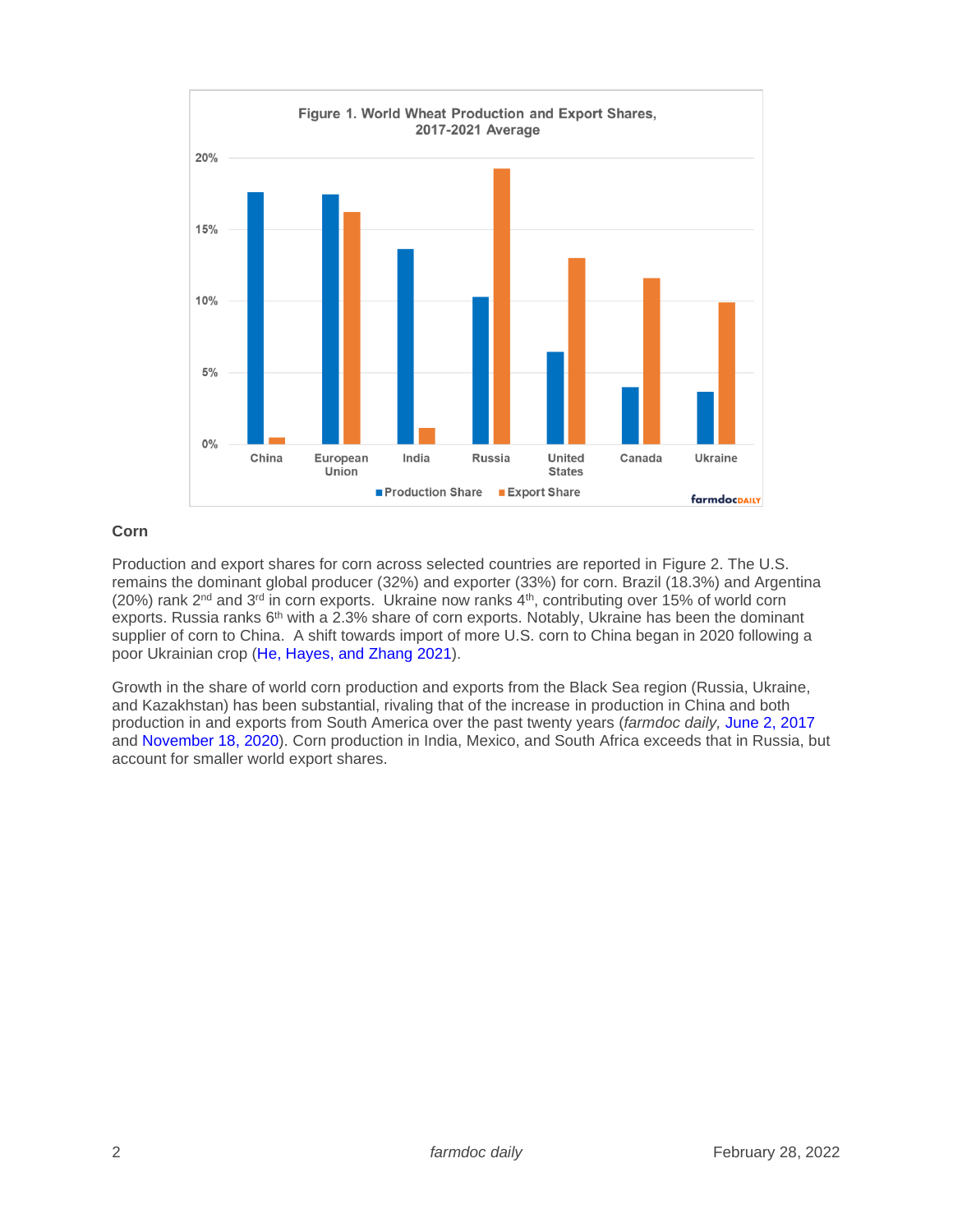Figure 1. World Wheat Production and Export Shares, 2017-2021 Average

### Corn

Production and export shares for corn across selected countries are reported in Figure 2. The U.S. remains the dominant global producer (32%) and exporter (33%) for corn. Brazil (18.3%) and Argentina (20%) rank 2nd and 3rd in corn exports. Ukraine now ranks 4th, contributing over 15% of world corn exports. Russia ranks 6th with a 2.3% share of corn exports. Notably, Ukraine has been the dominant supplier of corn to China. A shift towards import of more U.S. corn to China began in 2020 following a poor Ukrainian crop (He, Hayes, and Zhang 2021).

Growth in the share of world corn production and exports from the Black Sea region (Russia, Ukraine, and Kazakhstan) has been substantial, rivaling that of the increase in production in China and both production in and exports from South America over the past twenty years (*farmdoc daily,* June 2, 2017 and November 18, 2020). Corn production in India, Mexico, and South Africa exceeds that in Russia, but account for smaller world export shares.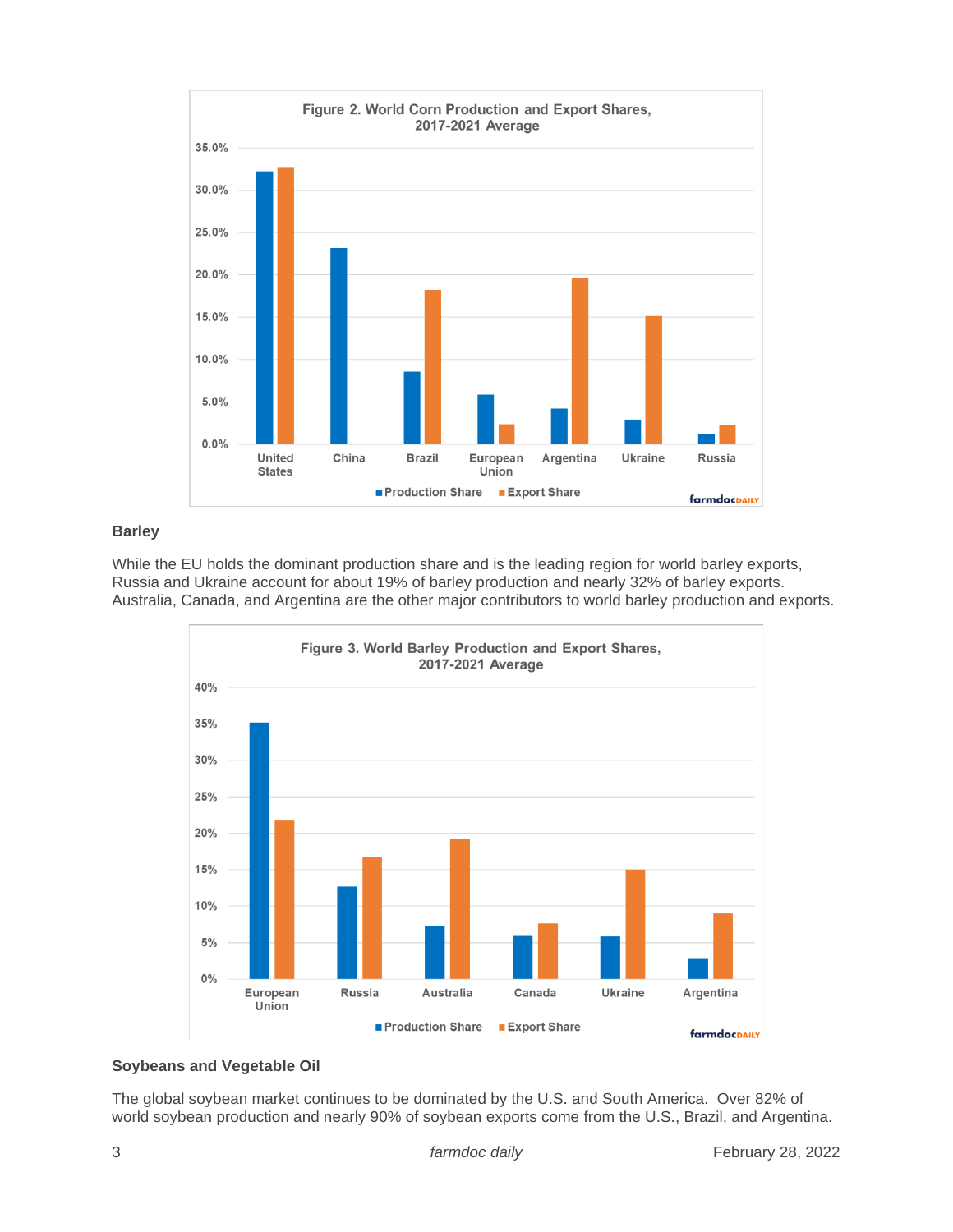Figure 2. World Corn Production and Export Shares, 2017-2021 Average

## Barley

While the EU holds the dominant production share and is the leading region for world barley exports, Russia and Ukraine account for about 19% of barley production and nearly 32% of barley exports. Australia, Canada, and Argentina are the other major contributors to world barley production and exports.

Figure 3. World Barley Production and Export Shares, 2017-2021 Average

## Soybeans and Vegetable Oil

The global soybean market continues to be dominated by the U.S. and South America. Over 82% of world soybean production and nearly 90% of soybean exports come from the U.S., Brazil, and Argentina.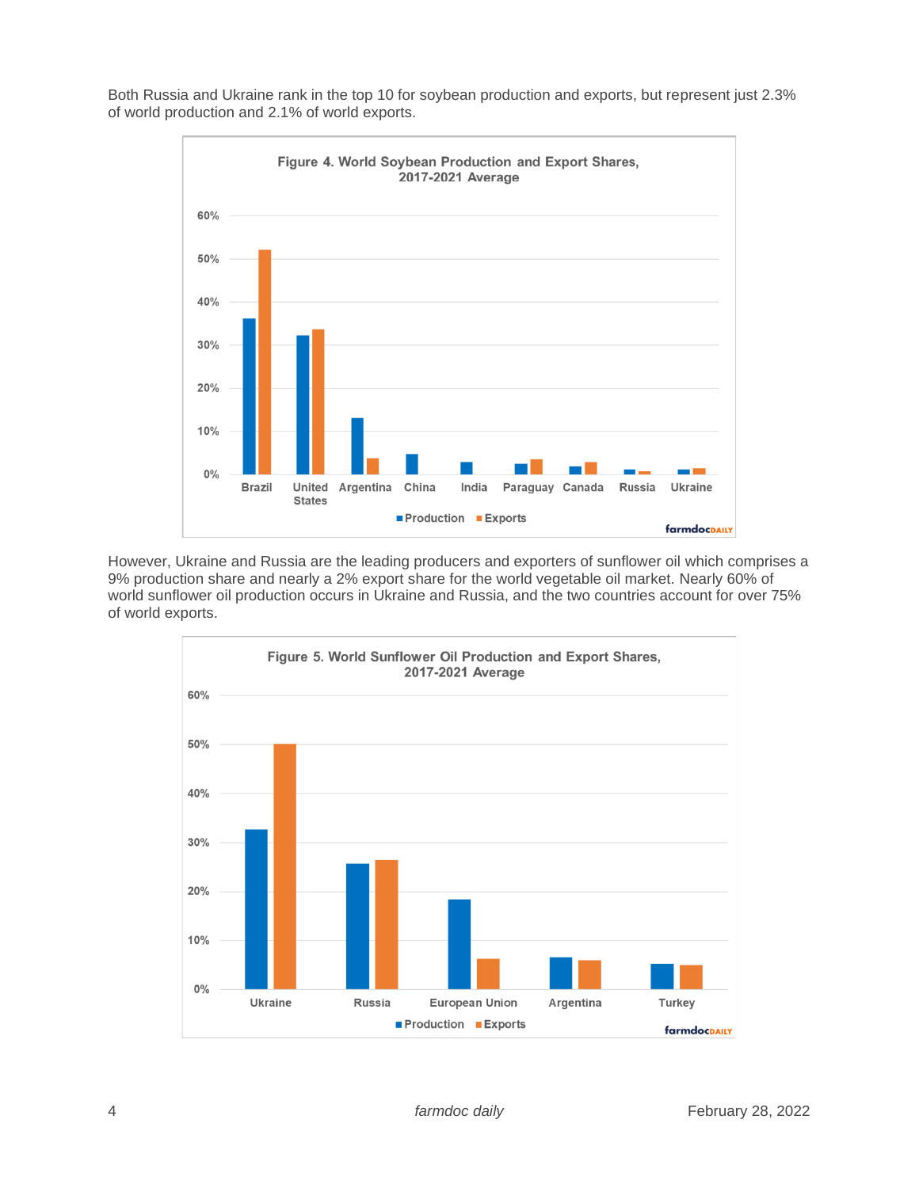Both Russia and Ukraine rank in the top 10 for soybean production and exports, but represent just 2.3% of world production and 2.1% of world exports.

Figure 4. World Soybean Production and Export Shares, 2017-2021 Average

However, Ukraine and Russia are the leading producers and exporters of sunflower oil which comprises a 9% production share and nearly a 2% export share for the world vegetable oil market. Nearly 60% of world sunflower oil production occurs in Ukraine and Russia, and the two countries account for over 75% of world exports.

Figure 5. World Sunflower Oil Production and Export Shares, 2017-2021 Average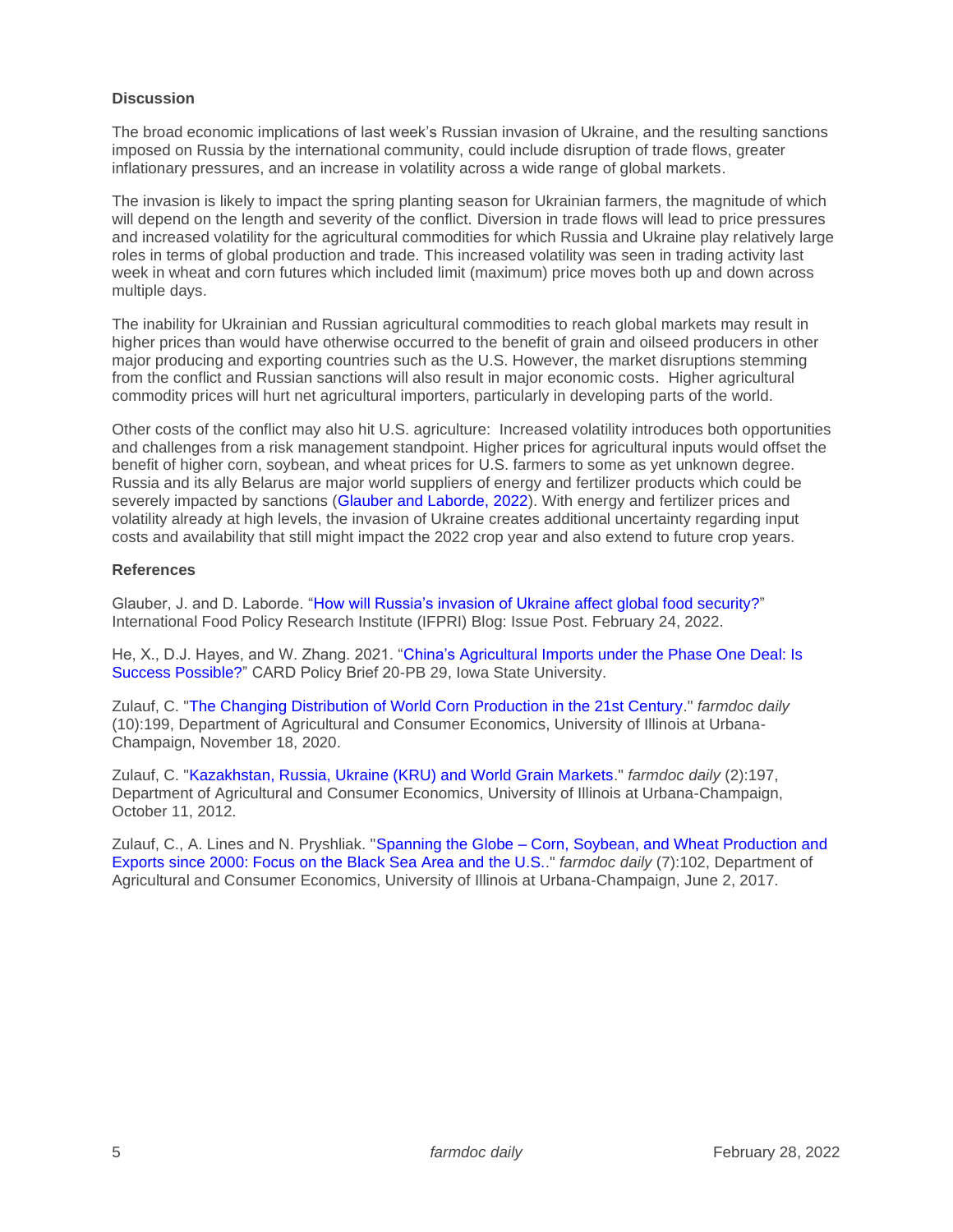**Discussion**

The broad economic implications of last week's Russian invasion of Ukraine, and the resulting sanctions imposed on Russia by the international community, could include disruption of trade flows, greater inflationary pressures, and an increase in volatility across a wide range of global markets.

The invasion is likely to impact the spring planting season for Ukrainian farmers, the magnitude of which will depend on the length and severity of the conflict. Diversion in trade flows will lead to price pressures and increased volatility for the agricultural commodities for which Russia and Ukraine play relatively large roles in terms of global production and trade. This increased volatility was seen in trading activity last week in wheat and corn futures which included limit (maximum) price moves both up and down across multiple days.

The inability for Ukrainian and Russian agricultural commodities to reach global markets may result in higher prices than would have otherwise occurred to the benefit of grain and oilseed producers in other major producing and exporting countries such as the U.S. However, the market disruptions stemming from the conflict and Russian sanctions will also result in major economic costs. Higher agricultural commodity prices will hurt net agricultural importers, particularly in developing parts of the world.

Other costs of the conflict may also hit U.S. agriculture: Increased volatility introduces both opportunities and challenges from a risk management standpoint. Higher prices for agricultural inputs would offset the benefit of higher corn, soybean, and wheat prices for U.S. farmers to some as yet unknown degree. Russia and its ally Belarus are major world suppliers of energy and fertilizer products which could be severely impacted by sanctions (Glauber and Laborde, 2022). With energy and fertilizer prices and volatility already at high levels, the invasion of Ukraine creates additional uncertainty regarding input costs and availability that still might impact the 2022 crop year and also extend to future crop years.

**References**

Glauber, J. and D. Laborde. "How will Russia's invasion of Ukraine affect global food security?" International Food Policy Research Institute (IFPRI) Blog: Issue Post. February 24, 2022.

He, X., D.J. Hayes, and W. Zhang. 2021. "China's Agricultural Imports under the Phase One Deal: Is Success Possible?" CARD Policy Brief 20-PB 29, Iowa State University.

Zulauf, C. "The Changing Distribution of World Corn Production in the 21st Century." *farmdoc daily* (10):199, Department of Agricultural and Consumer Economics, University of Illinois at Urbana-Champaign, November 18, 2020.

Zulauf, C. "Kazakhstan, Russia, Ukraine (KRU) and World Grain Markets." *farmdoc daily* (2):197, Department of Agricultural and Consumer Economics, University of Illinois at Urbana-Champaign, October 11, 2012.

Zulauf, C., A. Lines and N. Pryshliak. "Spanning the Globe – Corn, Soybean, and Wheat Production and Exports since 2000: Focus on the Black Sea Area and the U.S.." *farmdoc daily* (7):102, Department of Agricultural and Consumer Economics, University of Illinois at Urbana-Champaign, June 2, 2017.